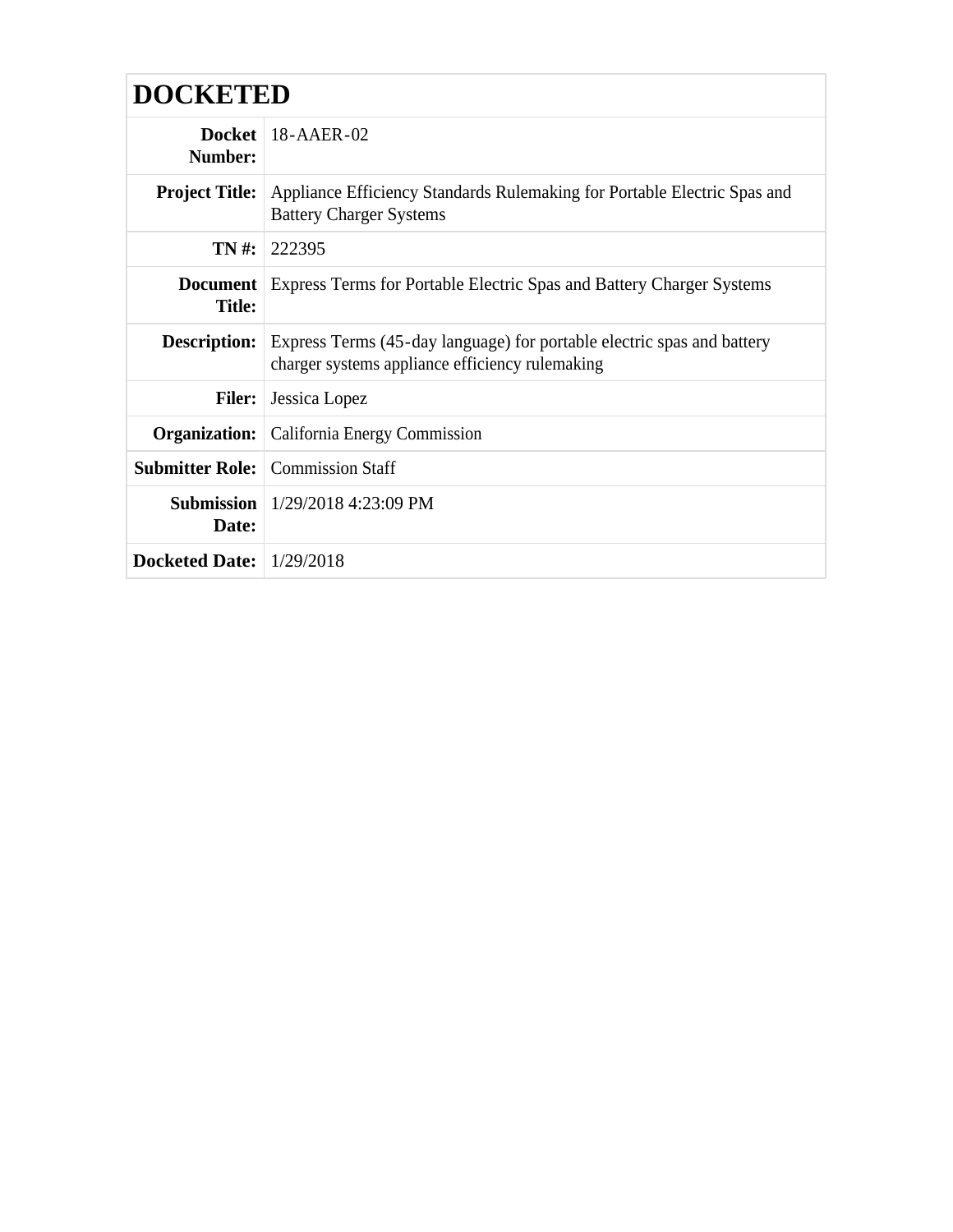# DOCKETED

| | |
|---|---|
| **Docket Number:** | 18-AAER-02 |
| **Project Title:** | Appliance Efficiency Standards Rulemaking for Portable Electric Spas and Battery Charger Systems |
| **TN #:** | 222395 |
| **Document Title:** | Express Terms for Portable Electric Spas and Battery Charger Systems |
| **Description:** | Express Terms (45-day language) for portable electric spas and battery charger systems appliance efficiency rulemaking |
| **Filer:** | Jessica Lopez |
| **Organization:** | California Energy Commission |
| **Submitter Role:** | Commission Staff |
| **Submission Date:** | 1/29/2018 4:23:09 PM |
| **Docketed Date:** | 1/29/2018 |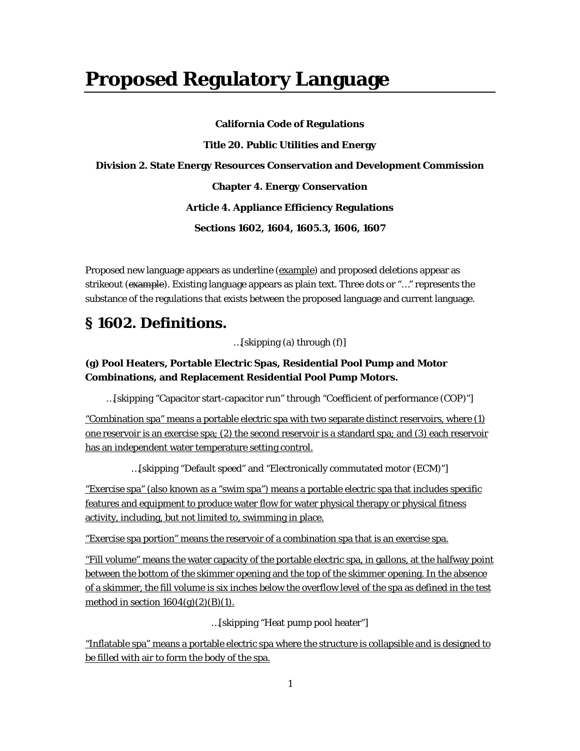# Proposed Regulatory Language

**California Code of Regulations**

**Title 20. Public Utilities and Energy**

**Division 2. State Energy Resources Conservation and Development Commission**

**Chapter 4. Energy Conservation**

**Article 4. Appliance Efficiency Regulations**

**Sections 1602, 1604, 1605.3, 1606, 1607**

Proposed new language appears as underline (<u>example</u>) and proposed deletions appear as strikeout (~~example~~). Existing language appears as plain text. Three dots or "…" represents the substance of the regulations that exists between the proposed language and current language.

## § 1602. Definitions.

…[skipping (a) through (f)]

**(g) Pool Heaters, Portable Electric Spas, Residential Pool Pump and Motor Combinations, and Replacement Residential Pool Pump Motors.**

…[skipping "Capacitor start-capacitor run" through "Coefficient of performance (COP)"]

<u>"Combination spa" means a portable electric spa with two separate distinct reservoirs, where (1) one reservoir is an exercise spa; (2) the second reservoir is a standard spa; and (3) each reservoir has an independent water temperature setting control.</u>

…[skipping "Default speed" and "Electronically commutated motor (ECM)"]

<u>"Exercise spa" (also known as a "swim spa") means a portable electric spa that includes specific features and equipment to produce water flow for water physical therapy or physical fitness activity, including, but not limited to, swimming in place.</u>

<u>"Exercise spa portion" means the reservoir of a combination spa that is an exercise spa.</u>

<u>"Fill volume" means the water capacity of the portable electric spa, in gallons, at the halfway point between the bottom of the skimmer opening and the top of the skimmer opening. In the absence of a skimmer, the fill volume is six inches below the overflow level of the spa as defined in the test method in section 1604(g)(2)(B)(1).</u>

…[skipping "Heat pump pool heater"]

<u>"Inflatable spa" means a portable electric spa where the structure is collapsible and is designed to be filled with air to form the body of the spa.</u>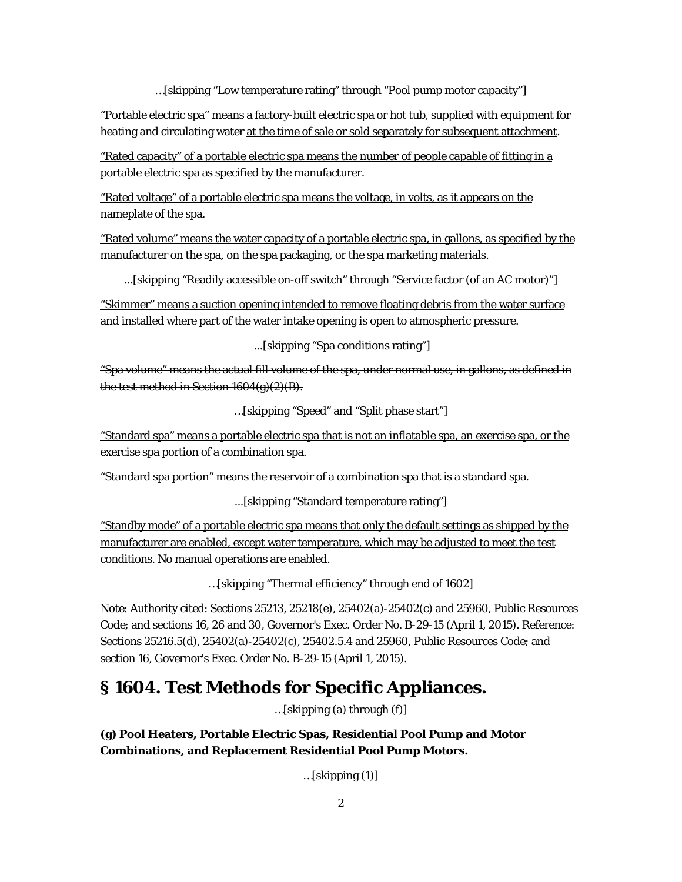…[skipping "Low temperature rating" through "Pool pump motor capacity"]

"Portable electric spa" means a factory-built electric spa or hot tub, supplied with equipment for heating and circulating water <u>at the time of sale or sold separately for subsequent attachment</u>.

<u>"Rated capacity" of a portable electric spa means the number of people capable of fitting in a portable electric spa as specified by the manufacturer.</u>

<u>"Rated voltage" of a portable electric spa means the voltage, in volts, as it appears on the nameplate of the spa.</u>

<u>"Rated volume" means the water capacity of a portable electric spa, in gallons, as specified by the manufacturer on the spa, on the spa packaging, or the spa marketing materials.</u>

...[skipping "Readily accessible on-off switch" through "Service factor (of an AC motor)"]

<u>"Skimmer" means a suction opening intended to remove floating debris from the water surface and installed where part of the water intake opening is open to atmospheric pressure.</u>

...[skipping "Spa conditions rating"]

~~"Spa volume" means the actual fill volume of the spa, under normal use, in gallons, as defined in the test method in Section 1604(g)(2)(B).~~

…[skipping "Speed" and "Split phase start"]

<u>"Standard spa" means a portable electric spa that is not an inflatable spa, an exercise spa, or the exercise spa portion of a combination spa.</u>

<u>"Standard spa portion" means the reservoir of a combination spa that is a standard spa.</u>

...[skipping "Standard temperature rating"]

<u>"Standby mode" of a portable electric spa means that only the default settings as shipped by the manufacturer are enabled, except water temperature, which may be adjusted to meet the test conditions. No manual operations are enabled.</u>

…[skipping "Thermal efficiency" through end of 1602]

Note: Authority cited: Sections 25213, 25218(e), 25402(a)-25402(c) and 25960, Public Resources Code; and sections 16, 26 and 30, Governor's Exec. Order No. B-29-15 (April 1, 2015). Reference: Sections 25216.5(d), 25402(a)-25402(c), 25402.5.4 and 25960, Public Resources Code; and section 16, Governor's Exec. Order No. B-29-15 (April 1, 2015).

# § 1604. Test Methods for Specific Appliances.

…[skipping (a) through (f)]

**(g) Pool Heaters, Portable Electric Spas, Residential Pool Pump and Motor Combinations, and Replacement Residential Pool Pump Motors.**

…[skipping (1)]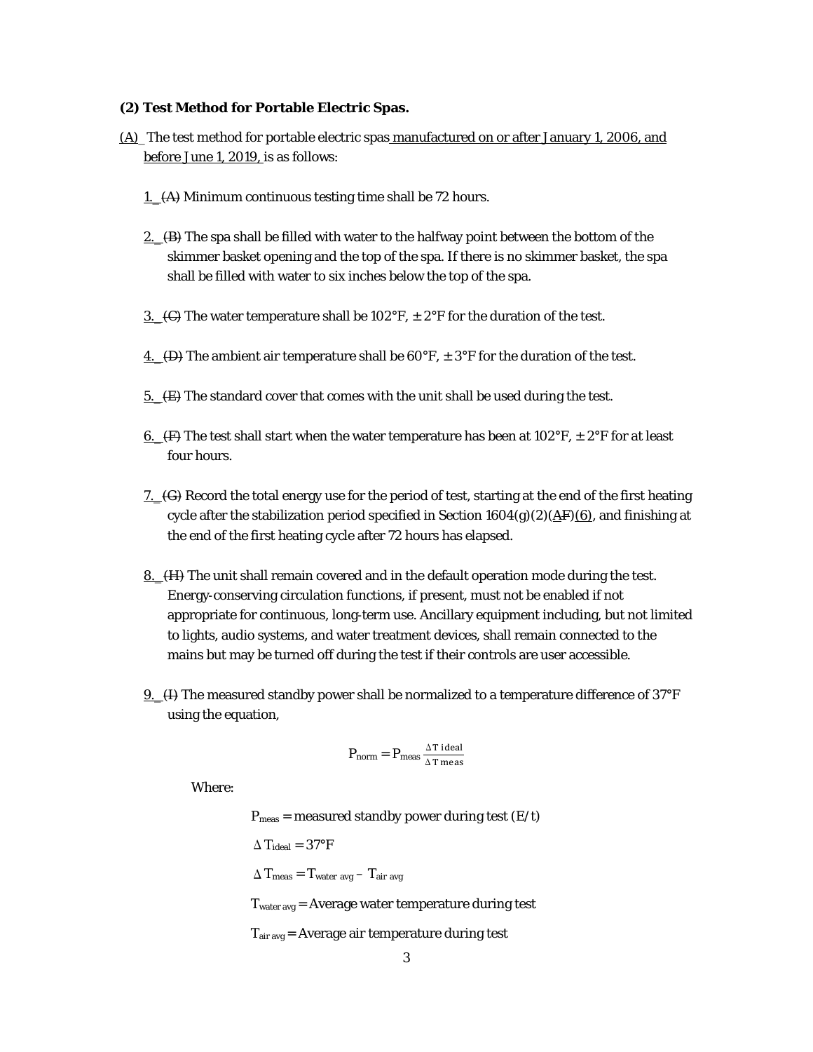**(2) Test Method for Portable Electric Spas.**

(A) The test method for portable electric spas manufactured on or after January 1, 2006, and before June 1, 2019, is as follows:

1. ~~(A)~~ Minimum continuous testing time shall be 72 hours.

2. ~~(B)~~ The spa shall be filled with water to the halfway point between the bottom of the skimmer basket opening and the top of the spa. If there is no skimmer basket, the spa shall be filled with water to six inches below the top of the spa.

3. ~~(C)~~ The water temperature shall be 102°F, ± 2°F for the duration of the test.

4. ~~(D)~~ The ambient air temperature shall be 60°F, ± 3°F for the duration of the test.

5. ~~(E)~~ The standard cover that comes with the unit shall be used during the test.

6. ~~(F)~~ The test shall start when the water temperature has been at 102°F, ± 2°F for at least four hours.

7. ~~(G)~~ Record the total energy use for the period of test, starting at the end of the first heating cycle after the stabilization period specified in Section 1604(g)(2)(A~~F~~)(6), and finishing at the end of the first heating cycle after 72 hours has elapsed.

8. ~~(H)~~ The unit shall remain covered and in the default operation mode during the test. Energy-conserving circulation functions, if present, must not be enabled if not appropriate for continuous, long-term use. Ancillary equipment including, but not limited to lights, audio systems, and water treatment devices, shall remain connected to the mains but may be turned off during the test if their controls are user accessible.

9. ~~(I)~~ The measured standby power shall be normalized to a temperature difference of 37°F using the equation,

$$P_{norm} = P_{meas} \frac{\Delta T_{ideal}}{\Delta T_{meas}}$$

Where:

$P_{meas}$ = measured standby power during test (E/t)

$\Delta T_{ideal}$ = 37°F

$\Delta T_{meas} = T_{water\ avg} - T_{air\ avg}$

$T_{water\ avg}$ = Average water temperature during test

$T_{air\ avg}$ = Average air temperature during test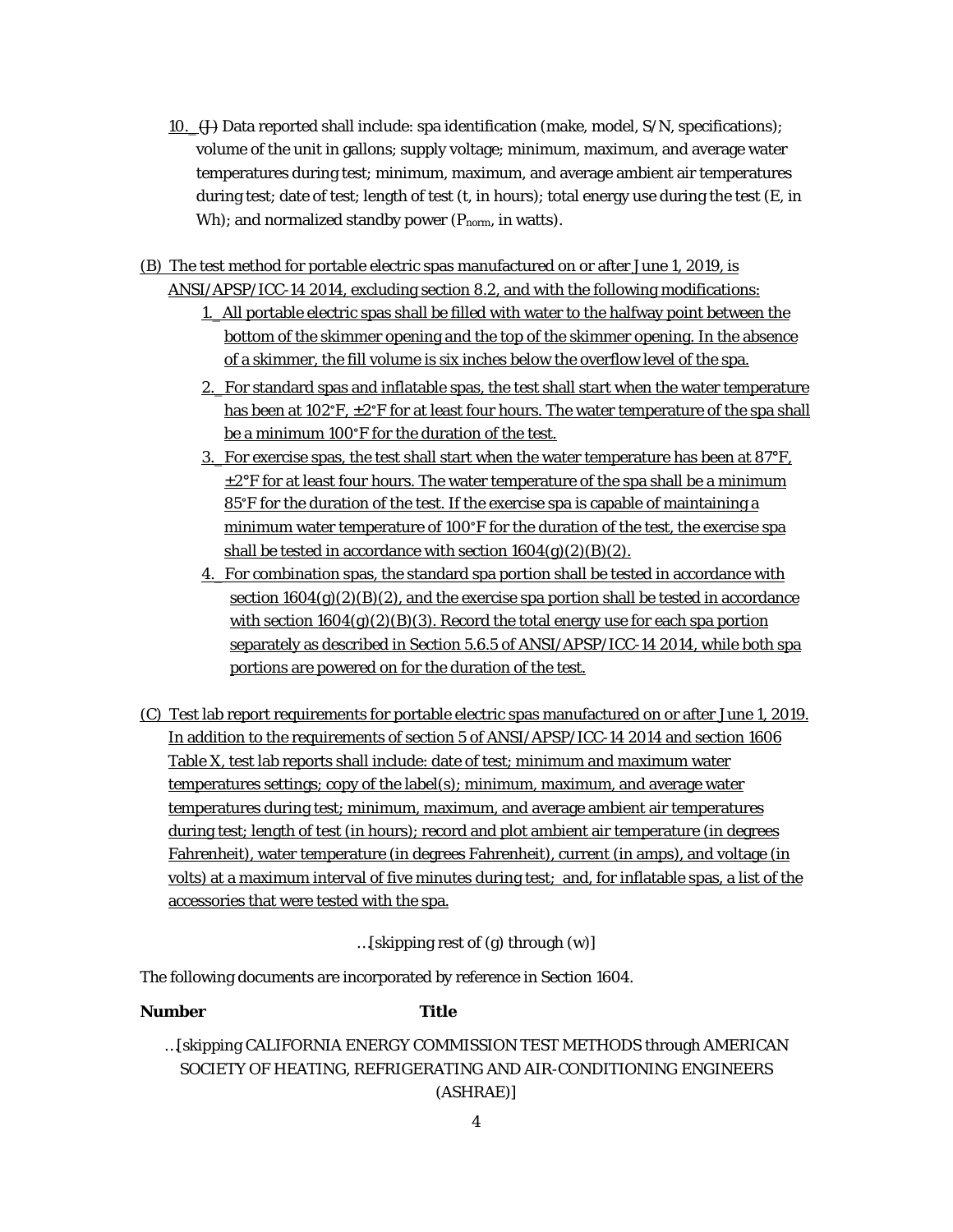10. (J) Data reported shall include: spa identification (make, model, S/N, specifications); volume of the unit in gallons; supply voltage; minimum, maximum, and average water temperatures during test; minimum, maximum, and average ambient air temperatures during test; date of test; length of test (t, in hours); total energy use during the test (E, in Wh); and normalized standby power ($P_{norm}$, in watts).

(B) The test method for portable electric spas manufactured on or after June 1, 2019, is ANSI/APSP/ICC-14 2014, excluding section 8.2, and with the following modifications:

1. All portable electric spas shall be filled with water to the halfway point between the bottom of the skimmer opening and the top of the skimmer opening. In the absence of a skimmer, the fill volume is six inches below the overflow level of the spa.
2. For standard spas and inflatable spas, the test shall start when the water temperature has been at 102°F, ±2°F for at least four hours. The water temperature of the spa shall be a minimum 100°F for the duration of the test.
3. For exercise spas, the test shall start when the water temperature has been at 87°F, ±2°F for at least four hours. The water temperature of the spa shall be a minimum 85°F for the duration of the test. If the exercise spa is capable of maintaining a minimum water temperature of 100°F for the duration of the test, the exercise spa shall be tested in accordance with section 1604(g)(2)(B)(2).
4. For combination spas, the standard spa portion shall be tested in accordance with section 1604(g)(2)(B)(2), and the exercise spa portion shall be tested in accordance with section 1604(g)(2)(B)(3). Record the total energy use for each spa portion separately as described in Section 5.6.5 of ANSI/APSP/ICC-14 2014, while both spa portions are powered on for the duration of the test.

(C) Test lab report requirements for portable electric spas manufactured on or after June 1, 2019. In addition to the requirements of section 5 of ANSI/APSP/ICC-14 2014 and section 1606 Table X, test lab reports shall include: date of test; minimum and maximum water temperatures settings; copy of the label(s); minimum, maximum, and average water temperatures during test; minimum, maximum, and average ambient air temperatures during test; length of test (in hours); record and plot ambient air temperature (in degrees Fahrenheit), water temperature (in degrees Fahrenheit), current (in amps), and voltage (in volts) at a maximum interval of five minutes during test; and, for inflatable spas, a list of the accessories that were tested with the spa.

…[skipping rest of (g) through (w)]

The following documents are incorporated by reference in Section 1604.

**Number** **Title**

…[skipping CALIFORNIA ENERGY COMMISSION TEST METHODS through AMERICAN SOCIETY OF HEATING, REFRIGERATING AND AIR-CONDITIONING ENGINEERS (ASHRAE)]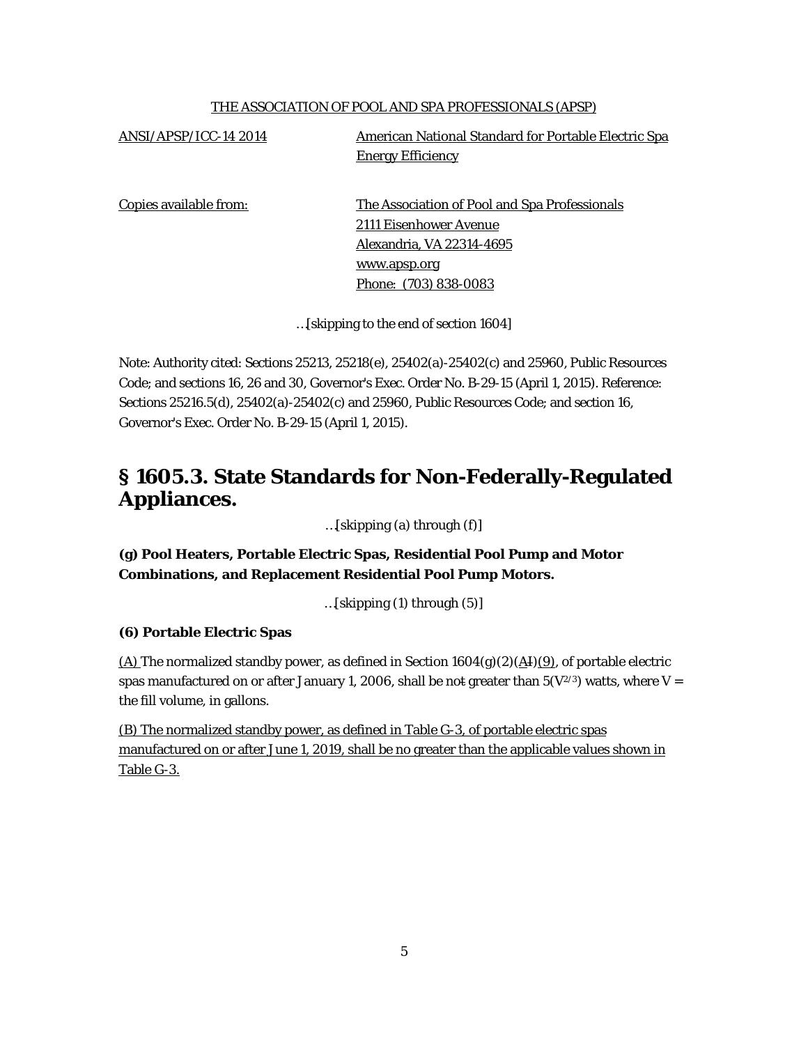THE ASSOCIATION OF POOL AND SPA PROFESSIONALS (APSP)

| | |
|---|---|
| ANSI/APSP/ICC-14 2014 | American National Standard for Portable Electric Spa Energy Efficiency |
| Copies available from: | The Association of Pool and Spa Professionals<br>2111 Eisenhower Avenue<br>Alexandria, VA 22314-4695<br>www.apsp.org<br>Phone: (703) 838-0083 |

…[skipping to the end of section 1604]

Note: Authority cited: Sections 25213, 25218(e), 25402(a)-25402(c) and 25960, Public Resources Code; and sections 16, 26 and 30, Governor's Exec. Order No. B-29-15 (April 1, 2015). Reference: Sections 25216.5(d), 25402(a)-25402(c) and 25960, Public Resources Code; and section 16, Governor's Exec. Order No. B-29-15 (April 1, 2015).

## § 1605.3. State Standards for Non-Federally-Regulated Appliances.

…[skipping (a) through (f)]

**(g) Pool Heaters, Portable Electric Spas, Residential Pool Pump and Motor Combinations, and Replacement Residential Pool Pump Motors.**

…[skipping (1) through (5)]

**(6) Portable Electric Spas**

(A) The normalized standby power, as defined in Section 1604(g)(2)(AI)(9), of portable electric spas manufactured on or after January 1, 2006, shall be not greater than $5(V^{2/3})$ watts, where V = the fill volume, in gallons.

(B) The normalized standby power, as defined in Table G-3, of portable electric spas manufactured on or after June 1, 2019, shall be no greater than the applicable values shown in Table G-3.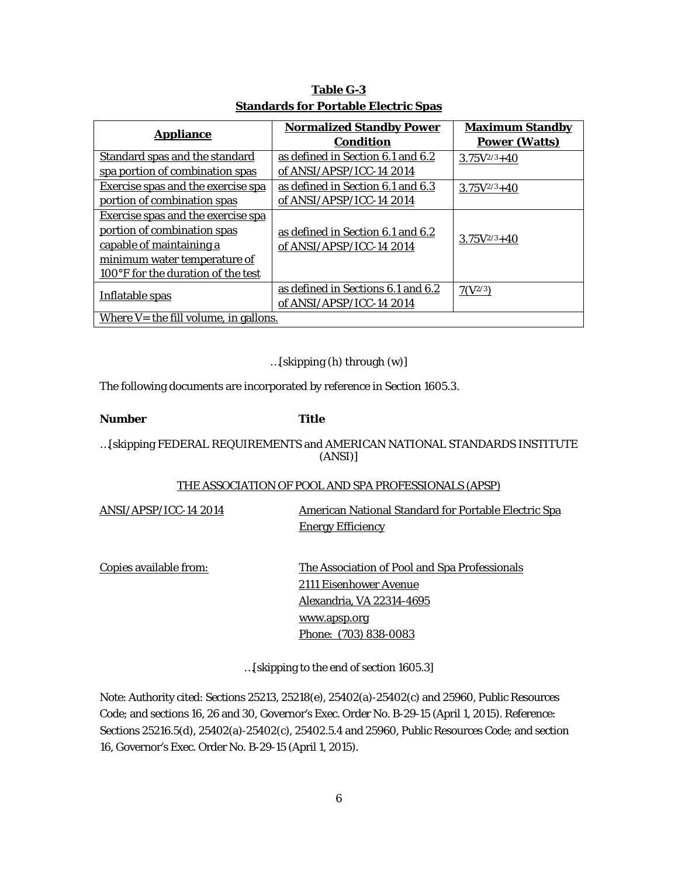**Table G-3**
**Standards for Portable Electric Spas**

| Appliance | Normalized Standby Power Condition | Maximum Standby Power (Watts) |
|---|---|---|
| Standard spas and the standard spa portion of combination spas | as defined in Section 6.1 and 6.2 of ANSI/APSP/ICC-14 2014 | $3.75V^{2/3}+40$ |
| Exercise spas and the exercise spa portion of combination spas | as defined in Section 6.1 and 6.3 of ANSI/APSP/ICC-14 2014 | $3.75V^{2/3}+40$ |
| Exercise spas and the exercise spa portion of combination spas capable of maintaining a minimum water temperature of 100°F for the duration of the test | as defined in Section 6.1 and 6.2 of ANSI/APSP/ICC-14 2014 | $3.75V^{2/3}+40$ |
| Inflatable spas | as defined in Sections 6.1 and 6.2 of ANSI/APSP/ICC-14 2014 | $7(V^{2/3})$ |
| Where V= the fill volume, in gallons. | | |

…[skipping (h) through (w)]

The following documents are incorporated by reference in Section 1605.3.

| **Number** | **Title** |
|---|---|

…[skipping FEDERAL REQUIREMENTS and AMERICAN NATIONAL STANDARDS INSTITUTE (ANSI)]

THE ASSOCIATION OF POOL AND SPA PROFESSIONALS (APSP)

ANSI/APSP/ICC-14 2014 — American National Standard for Portable Electric Spa Energy Efficiency

Copies available from: The Association of Pool and Spa Professionals
2111 Eisenhower Avenue
Alexandria, VA 22314-4695
www.apsp.org
Phone: (703) 838-0083

…[skipping to the end of section 1605.3]

Note: Authority cited: Sections 25213, 25218(e), 25402(a)-25402(c) and 25960, Public Resources Code; and sections 16, 26 and 30, Governor's Exec. Order No. B-29-15 (April 1, 2015). Reference: Sections 25216.5(d), 25402(a)-25402(c), 25402.5.4 and 25960, Public Resources Code; and section 16, Governor's Exec. Order No. B-29-15 (April 1, 2015).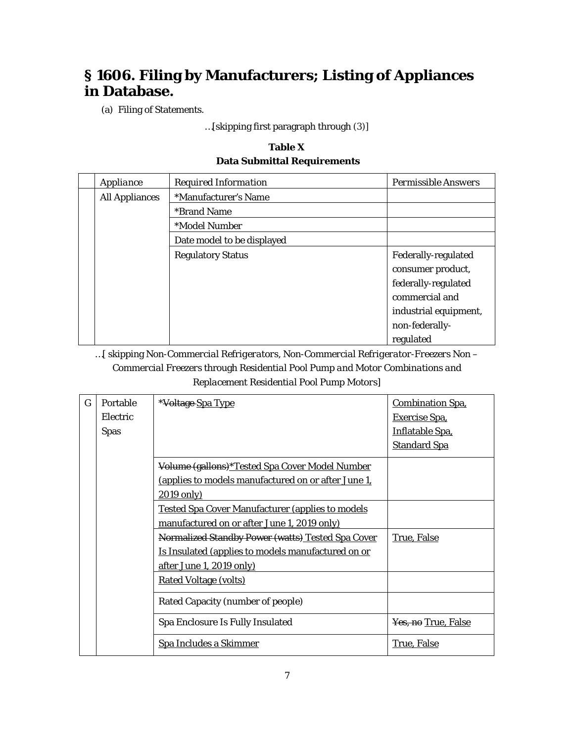# § 1606. Filing by Manufacturers; Listing of Appliances in Database.

(a) Filing of Statements.

…[skipping first paragraph through (3)]

**Table X**
**Data Submittal Requirements**

| | Appliance | Required Information | Permissible Answers |
|---|---|---|---|
| | All Appliances | *Manufacturer's Name | |
| | | *Brand Name | |
| | | *Model Number | |
| | | Date model to be displayed | |
| | | Regulatory Status | Federally-regulated consumer product, federally-regulated commercial and industrial equipment, non-federally-regulated |

…[ skipping *Non-Commercial Refrigerators, Non-Commercial Refrigerator-Freezers Non – Commercial Freezers through Residential Pool Pump and Motor Combinations and Replacement Residential Pool Pump Motors*]

| G | Portable Electric Spas | *~~Voltage~~ <u>Spa Type</u> | <u>Combination Spa, Exercise Spa, Inflatable Spa, Standard Spa</u> |
|---|---|---|---|
| | | ~~Volume (gallons)~~<u>*Tested Spa Cover Model Number (applies to models manufactured on or after June 1, 2019 only)</u> | |
| | | <u>Tested Spa Cover Manufacturer (applies to models manufactured on or after June 1, 2019 only)</u> | |
| | | ~~Normalized Standby Power (watts)~~ <u>Tested Spa Cover Is Insulated (applies to models manufactured on or after June 1, 2019 only)</u> | <u>True, False</u> |
| | | <u>Rated Voltage (volts)</u> | |
| | | Rated Capacity (number of people) | |
| | | Spa Enclosure Is Fully Insulated | ~~Yes, no~~ <u>True, False</u> |
| | | <u>Spa Includes a Skimmer</u> | <u>True, False</u> |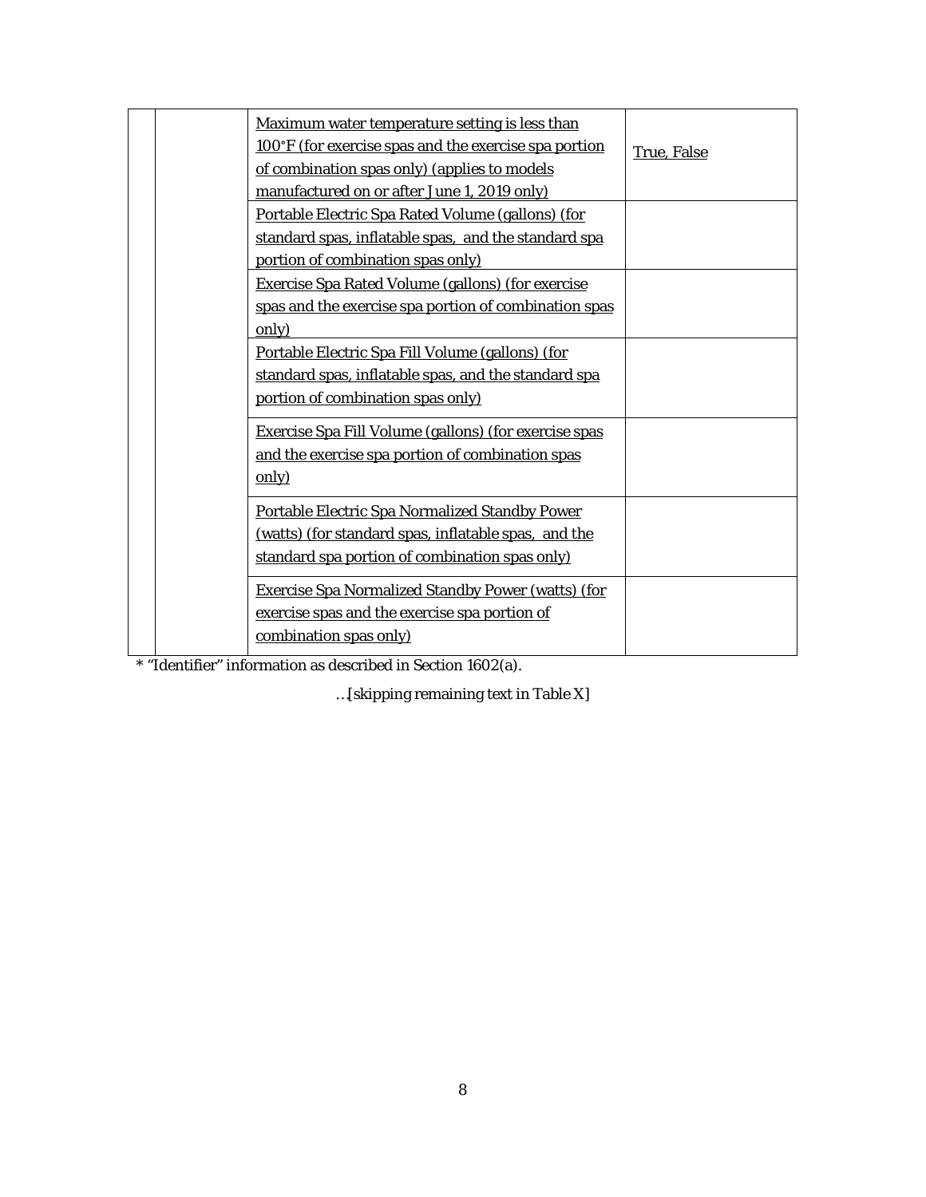| | | | |
|---|---|---|---|
| | | Maximum water temperature setting is less than 100°F (for exercise spas and the exercise spa portion of combination spas only) (applies to models manufactured on or after June 1, 2019 only) | True, False |
| | | Portable Electric Spa Rated Volume (gallons) (for standard spas, inflatable spas, and the standard spa portion of combination spas only) | |
| | | Exercise Spa Rated Volume (gallons) (for exercise spas and the exercise spa portion of combination spas only) | |
| | | Portable Electric Spa Fill Volume (gallons) (for standard spas, inflatable spas, and the standard spa portion of combination spas only) | |
| | | Exercise Spa Fill Volume (gallons) (for exercise spas and the exercise spa portion of combination spas only) | |
| | | Portable Electric Spa Normalized Standby Power (watts) (for standard spas, inflatable spas, and the standard spa portion of combination spas only) | |
| | | Exercise Spa Normalized Standby Power (watts) (for exercise spas and the exercise spa portion of combination spas only) | |

* "Identifier" information as described in Section 1602(a).

…[skipping remaining text in Table X]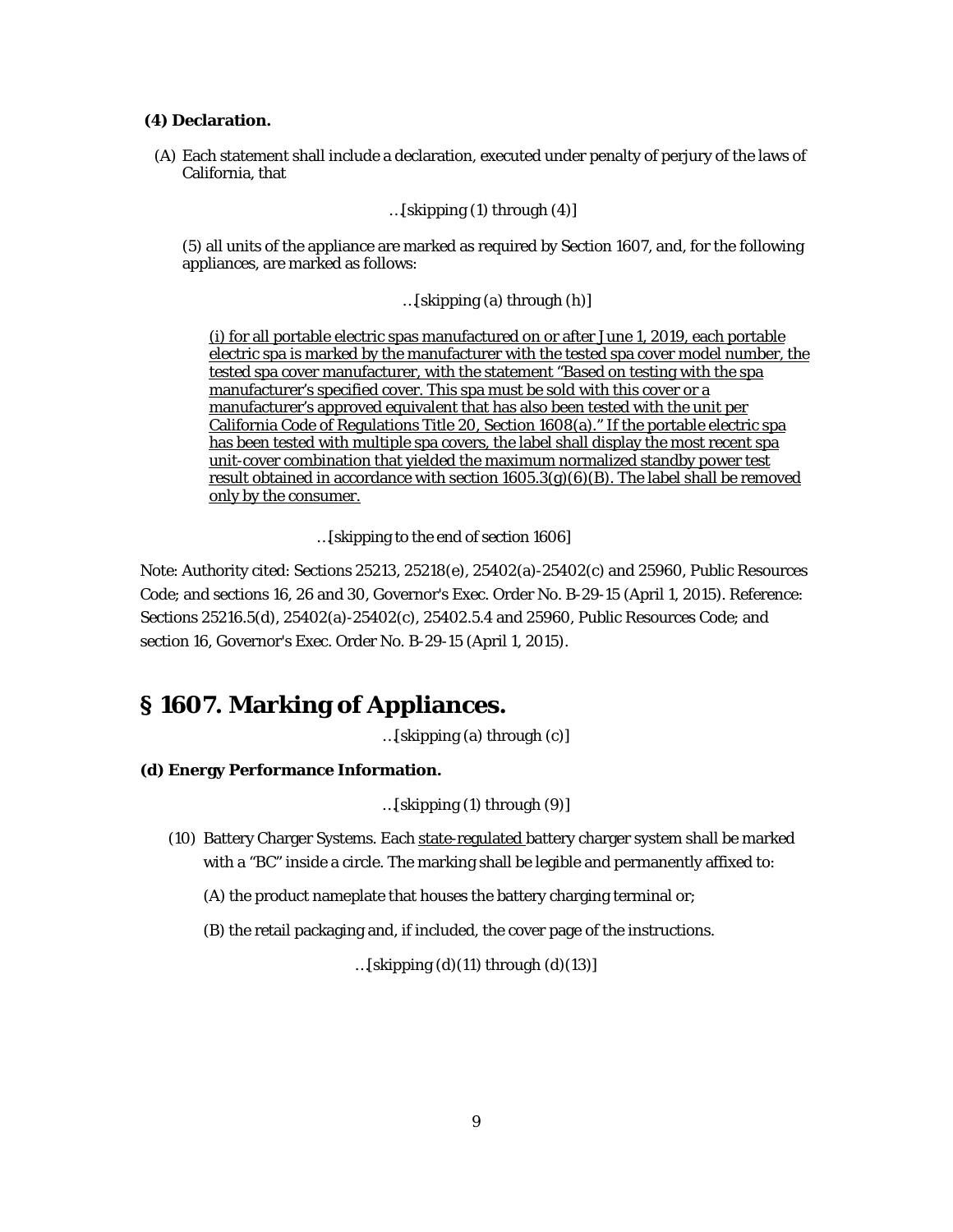**(4) Declaration.**

(A) Each statement shall include a declaration, executed under penalty of perjury of the laws of California, that

…[skipping (1) through (4)]

(5) all units of the appliance are marked as required by Section 1607, and, for the following appliances, are marked as follows:

…[skipping (a) through (h)]

<u>(i) for all portable electric spas manufactured on or after June 1, 2019, each portable electric spa is marked by the manufacturer with the tested spa cover model number, the tested spa cover manufacturer, with the statement “Based on testing with the spa manufacturer’s specified cover. This spa must be sold with this cover or a manufacturer’s approved equivalent that has also been tested with the unit per California Code of Regulations Title 20, Section 1608(a).” If the portable electric spa has been tested with multiple spa covers, the label shall display the most recent spa unit-cover combination that yielded the maximum normalized standby power test result obtained in accordance with section 1605.3(g)(6)(B). The label shall be removed only by the consumer.</u>

…[skipping to the end of section 1606]

Note: Authority cited: Sections 25213, 25218(e), 25402(a)-25402(c) and 25960, Public Resources Code; and sections 16, 26 and 30, Governor's Exec. Order No. B-29-15 (April 1, 2015). Reference: Sections 25216.5(d), 25402(a)-25402(c), 25402.5.4 and 25960, Public Resources Code; and section 16, Governor's Exec. Order No. B-29-15 (April 1, 2015).

# § 1607. Marking of Appliances.

…[skipping (a) through (c)]

**(d) Energy Performance Information.**

…[skipping (1) through (9)]

(10) Battery Charger Systems. Each <u>state-regulated</u> battery charger system shall be marked with a “BC” inside a circle. The marking shall be legible and permanently affixed to:

(A) the product nameplate that houses the battery charging terminal or;

(B) the retail packaging and, if included, the cover page of the instructions.

…[skipping (d)(11) through (d)(13)]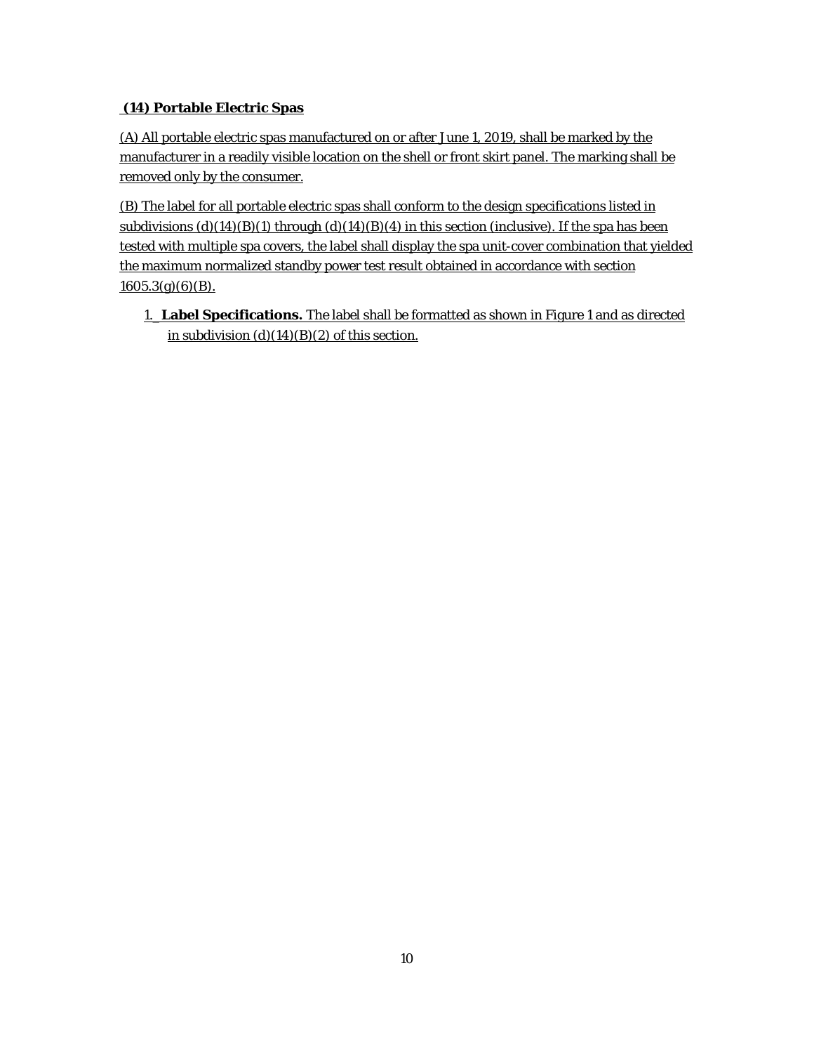**(14) Portable Electric Spas**

(A) All portable electric spas manufactured on or after June 1, 2019, shall be marked by the manufacturer in a readily visible location on the shell or front skirt panel. The marking shall be removed only by the consumer.

(B) The label for all portable electric spas shall conform to the design specifications listed in subdivisions (d)(14)(B)(1) through (d)(14)(B)(4) in this section (inclusive). If the spa has been tested with multiple spa covers, the label shall display the spa unit-cover combination that yielded the maximum normalized standby power test result obtained in accordance with section 1605.3(g)(6)(B).

1. **Label Specifications.** The label shall be formatted as shown in Figure 1 and as directed in subdivision (d)(14)(B)(2) of this section.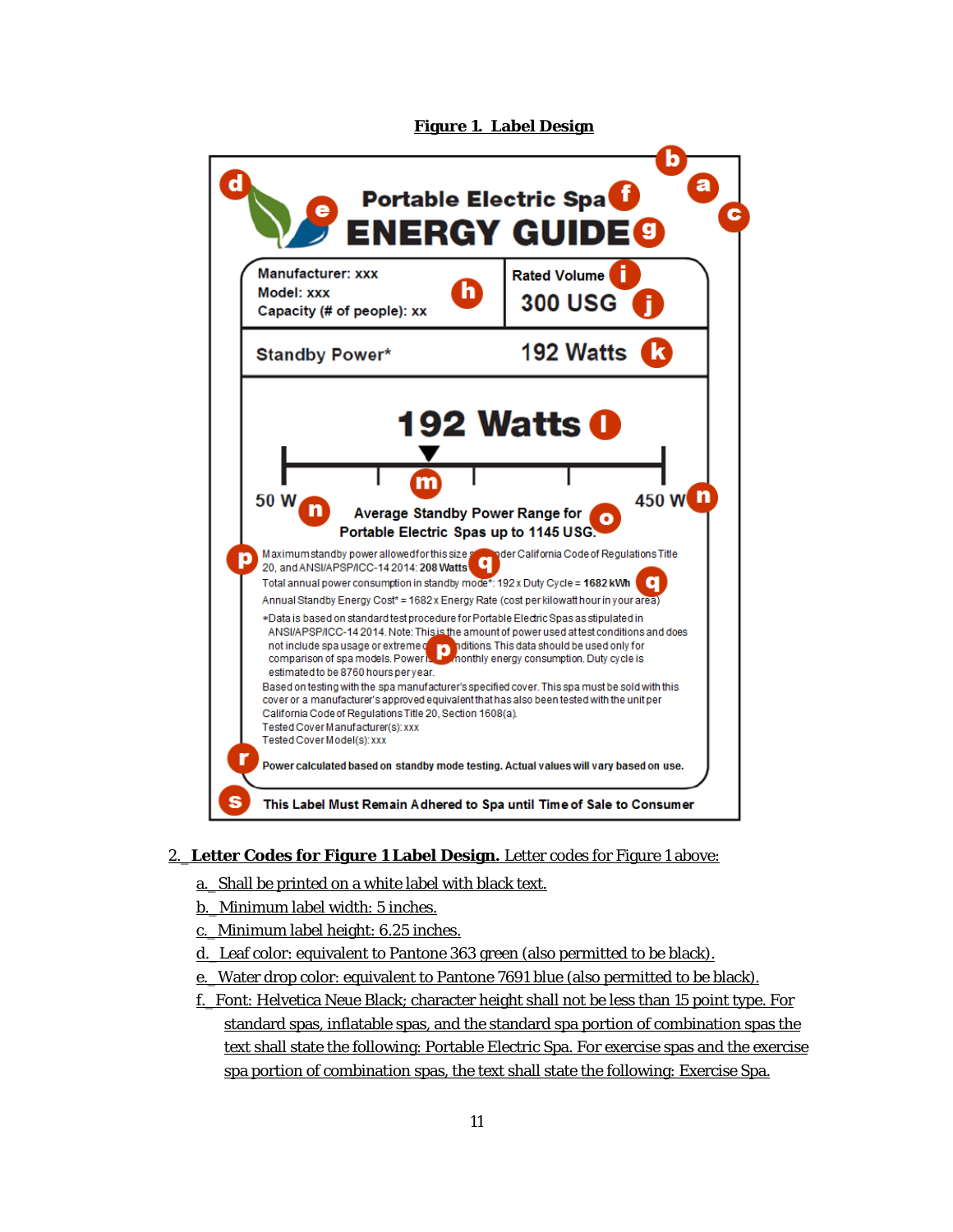**Figure 1. Label Design**

Portable Electric Spa
ENERGY GUIDE

Manufacturer: xxx
Model: xxx
Capacity (# of people): xx

Rated Volume
300 USG

Standby Power* 192 Watts

192 Watts

50 W — 450 W

Average Standby Power Range for Portable Electric Spas up to 1145 USG.

Maximum standby power allowed for this size spa under California Code of Regulations Title 20, and ANSI/APSP/ICC-14 2014: **208 Watts**

Total annual power consumption in standby mode*: 192 x Duty Cycle = **1682 kWh**

Annual Standby Energy Cost* = 1682 x Energy Rate (cost per kilowatt hour in your area)

*Data is based on standard test procedure for Portable Electric Spas as stipulated in ANSI/APSP/ICC-14 2014. Note: This is the amount of power used at test conditions and does not include spa usage or extreme conditions. This data should be used only for comparison of spa models. Power is monthly energy consumption. Duty cycle is estimated to be 8760 hours per year.

Based on testing with the spa manufacturer's specified cover. This spa must be sold with this cover or a manufacturer's approved equivalent that has also been tested with the unit per California Code of Regulations Title 20, Section 1608(a).
Tested Cover Manufacturer(s): xxx
Tested Cover Model(s): xxx

**Power calculated based on standby mode testing. Actual values will vary based on use.**

**This Label Must Remain Adhered to Spa until Time of Sale to Consumer**

2. **Letter Codes for Figure 1 Label Design.** Letter codes for Figure 1 above:

a. Shall be printed on a white label with black text.

b. Minimum label width: 5 inches.

c. Minimum label height: 6.25 inches.

d. Leaf color: equivalent to Pantone 363 green (also permitted to be black).

e. Water drop color: equivalent to Pantone 7691 blue (also permitted to be black).

f. Font: Helvetica Neue Black; character height shall not be less than 15 point type. For standard spas, inflatable spas, and the standard spa portion of combination spas the text shall state the following: Portable Electric Spa. For exercise spas and the exercise spa portion of combination spas, the text shall state the following: Exercise Spa.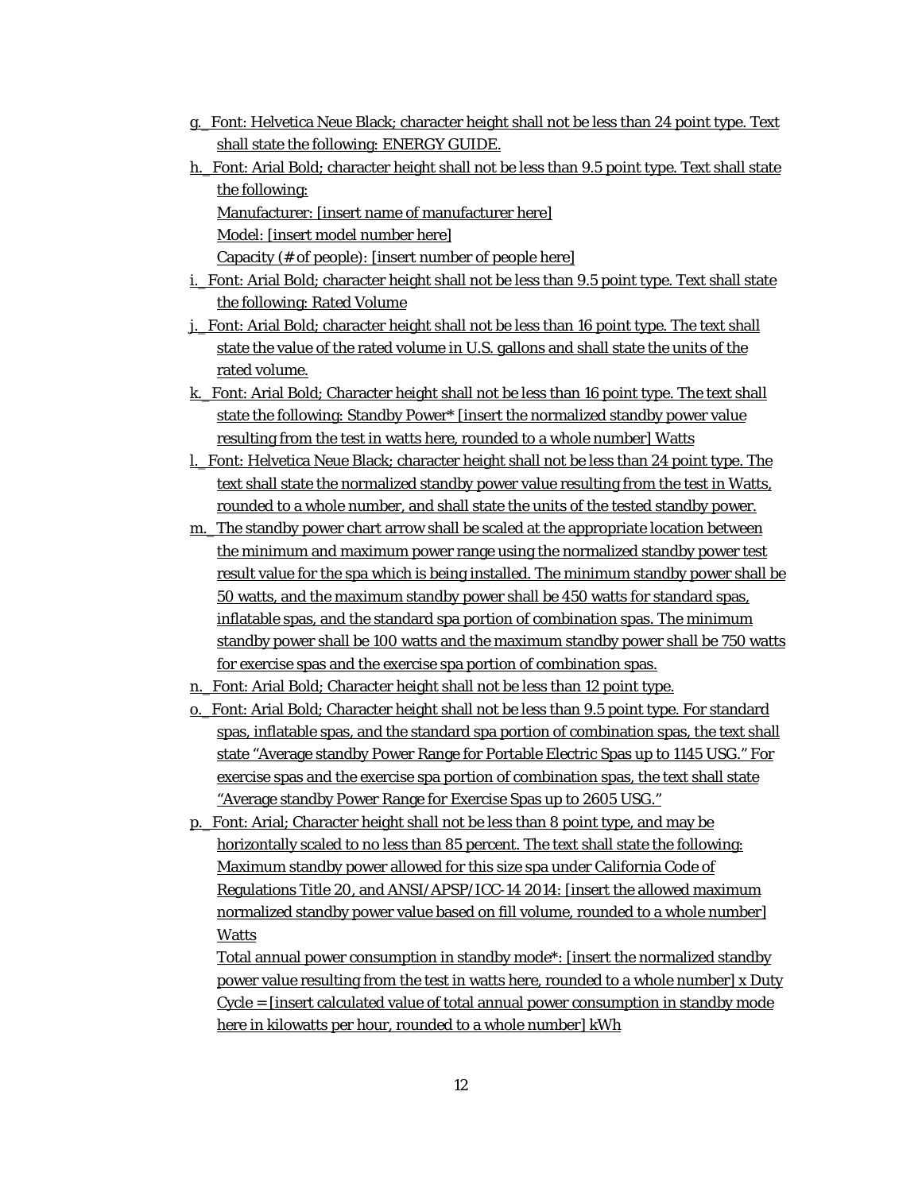g. Font: Helvetica Neue Black; character height shall not be less than 24 point type. Text shall state the following: ENERGY GUIDE.

h. Font: Arial Bold; character height shall not be less than 9.5 point type. Text shall state the following:
Manufacturer: [insert name of manufacturer here]
Model: [insert model number here]
Capacity (# of people): [insert number of people here]

i. Font: Arial Bold; character height shall not be less than 9.5 point type. Text shall state the following: Rated Volume

j. Font: Arial Bold; character height shall not be less than 16 point type. The text shall state the value of the rated volume in U.S. gallons and shall state the units of the rated volume.

k. Font: Arial Bold; Character height shall not be less than 16 point type. The text shall state the following: Standby Power* [insert the normalized standby power value resulting from the test in watts here, rounded to a whole number] Watts

l. Font: Helvetica Neue Black; character height shall not be less than 24 point type. The text shall state the normalized standby power value resulting from the test in Watts, rounded to a whole number, and shall state the units of the tested standby power.

m. The standby power chart arrow shall be scaled at the appropriate location between the minimum and maximum power range using the normalized standby power test result value for the spa which is being installed. The minimum standby power shall be 50 watts, and the maximum standby power shall be 450 watts for standard spas, inflatable spas, and the standard spa portion of combination spas. The minimum standby power shall be 100 watts and the maximum standby power shall be 750 watts for exercise spas and the exercise spa portion of combination spas.

n. Font: Arial Bold; Character height shall not be less than 12 point type.

o. Font: Arial Bold; Character height shall not be less than 9.5 point type. For standard spas, inflatable spas, and the standard spa portion of combination spas, the text shall state "Average standby Power Range for Portable Electric Spas up to 1145 USG." For exercise spas and the exercise spa portion of combination spas, the text shall state "Average standby Power Range for Exercise Spas up to 2605 USG."

p. Font: Arial; Character height shall not be less than 8 point type, and may be horizontally scaled to no less than 85 percent. The text shall state the following:
Maximum standby power allowed for this size spa under California Code of Regulations Title 20, and ANSI/APSP/ICC-14 2014: [insert the allowed maximum normalized standby power value based on fill volume, rounded to a whole number] Watts
Total annual power consumption in standby mode*: [insert the normalized standby power value resulting from the test in watts here, rounded to a whole number] x Duty Cycle = [insert calculated value of total annual power consumption in standby mode here in kilowatts per hour, rounded to a whole number] kWh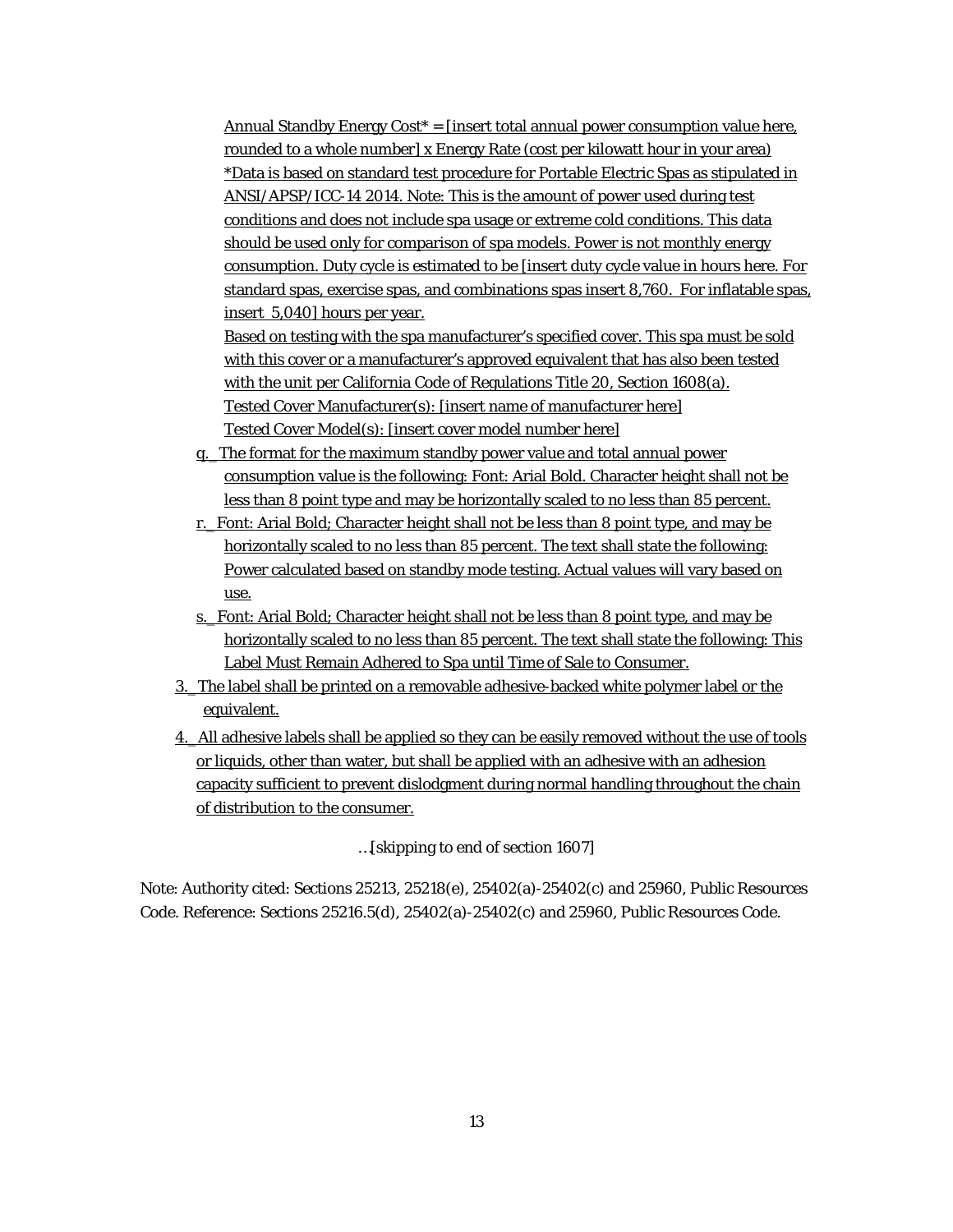Annual Standby Energy Cost* = [insert total annual power consumption value here, rounded to a whole number] x Energy Rate (cost per kilowatt hour in your area)
*Data is based on standard test procedure for Portable Electric Spas as stipulated in ANSI/APSP/ICC-14 2014. Note: This is the amount of power used during test conditions and does not include spa usage or extreme cold conditions. This data should be used only for comparison of spa models. Power is not monthly energy consumption. Duty cycle is estimated to be [insert duty cycle value in hours here. For standard spas, exercise spas, and combinations spas insert 8,760. For inflatable spas, insert 5,040] hours per year.
Based on testing with the spa manufacturer's specified cover. This spa must be sold with this cover or a manufacturer's approved equivalent that has also been tested with the unit per California Code of Regulations Title 20, Section 1608(a).
Tested Cover Manufacturer(s): [insert name of manufacturer here]
Tested Cover Model(s): [insert cover model number here]

q. The format for the maximum standby power value and total annual power consumption value is the following: Font: Arial Bold. Character height shall not be less than 8 point type and may be horizontally scaled to no less than 85 percent.

r. Font: Arial Bold; Character height shall not be less than 8 point type, and may be horizontally scaled to no less than 85 percent. The text shall state the following: Power calculated based on standby mode testing. Actual values will vary based on use.

s. Font: Arial Bold; Character height shall not be less than 8 point type, and may be horizontally scaled to no less than 85 percent. The text shall state the following: This Label Must Remain Adhered to Spa until Time of Sale to Consumer.

3. The label shall be printed on a removable adhesive-backed white polymer label or the equivalent.

4. All adhesive labels shall be applied so they can be easily removed without the use of tools or liquids, other than water, but shall be applied with an adhesive with an adhesion capacity sufficient to prevent dislodgment during normal handling throughout the chain of distribution to the consumer.

…[skipping to end of section 1607]

Note: Authority cited: Sections 25213, 25218(e), 25402(a)-25402(c) and 25960, Public Resources Code. Reference: Sections 25216.5(d), 25402(a)-25402(c) and 25960, Public Resources Code.